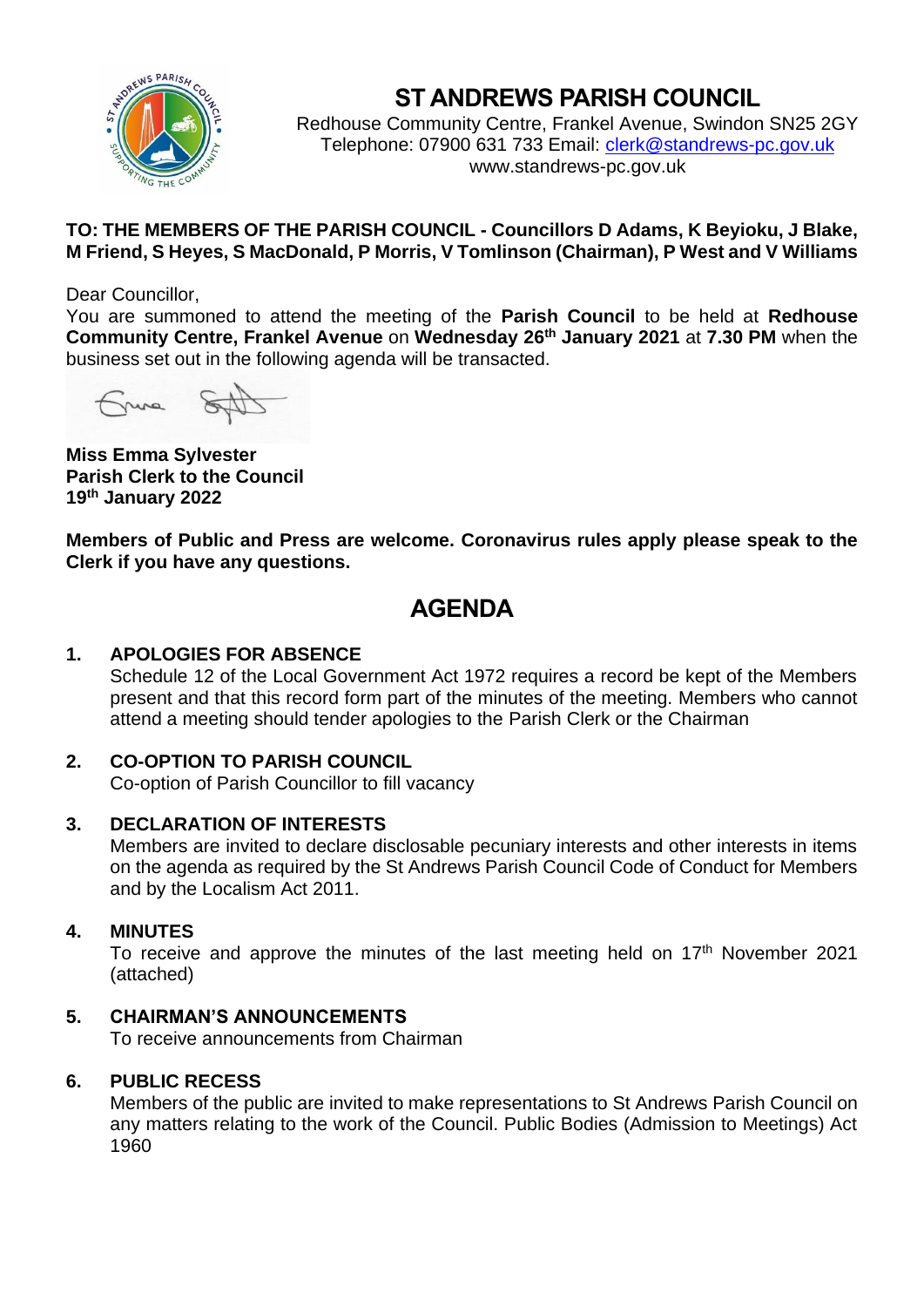# ST ANDREWS PARISH COUNCIL

Redhouse Community Centre, Frankel Avenue, Swindon SN25 2GY
Telephone: 07900 631 733 Email: clerk@standrews-pc.gov.uk
www.standrews-pc.gov.uk

**TO: THE MEMBERS OF THE PARISH COUNCIL - Councillors D Adams, K Beyioku, J Blake, M Friend, S Heyes, S MacDonald, P Morris, V Tomlinson (Chairman), P West and V Williams**

Dear Councillor,

You are summoned to attend the meeting of the **Parish Council** to be held at **Redhouse Community Centre, Frankel Avenue** on **Wednesday 26th January 2021** at **7.30 PM** when the business set out in the following agenda will be transacted.

**Miss Emma Sylvester**
**Parish Clerk to the Council**
**19th January 2022**

**Members of Public and Press are welcome. Coronavirus rules apply please speak to the Clerk if you have any questions.**

## AGENDA

1. **APOLOGIES FOR ABSENCE**
   Schedule 12 of the Local Government Act 1972 requires a record be kept of the Members present and that this record form part of the minutes of the meeting. Members who cannot attend a meeting should tender apologies to the Parish Clerk or the Chairman

2. **CO-OPTION TO PARISH COUNCIL**
   Co-option of Parish Councillor to fill vacancy

3. **DECLARATION OF INTERESTS**
   Members are invited to declare disclosable pecuniary interests and other interests in items on the agenda as required by the St Andrews Parish Council Code of Conduct for Members and by the Localism Act 2011.

4. **MINUTES**
   To receive and approve the minutes of the last meeting held on 17th November 2021 (attached)

5. **CHAIRMAN'S ANNOUNCEMENTS**
   To receive announcements from Chairman

6. **PUBLIC RECESS**
   Members of the public are invited to make representations to St Andrews Parish Council on any matters relating to the work of the Council. Public Bodies (Admission to Meetings) Act 1960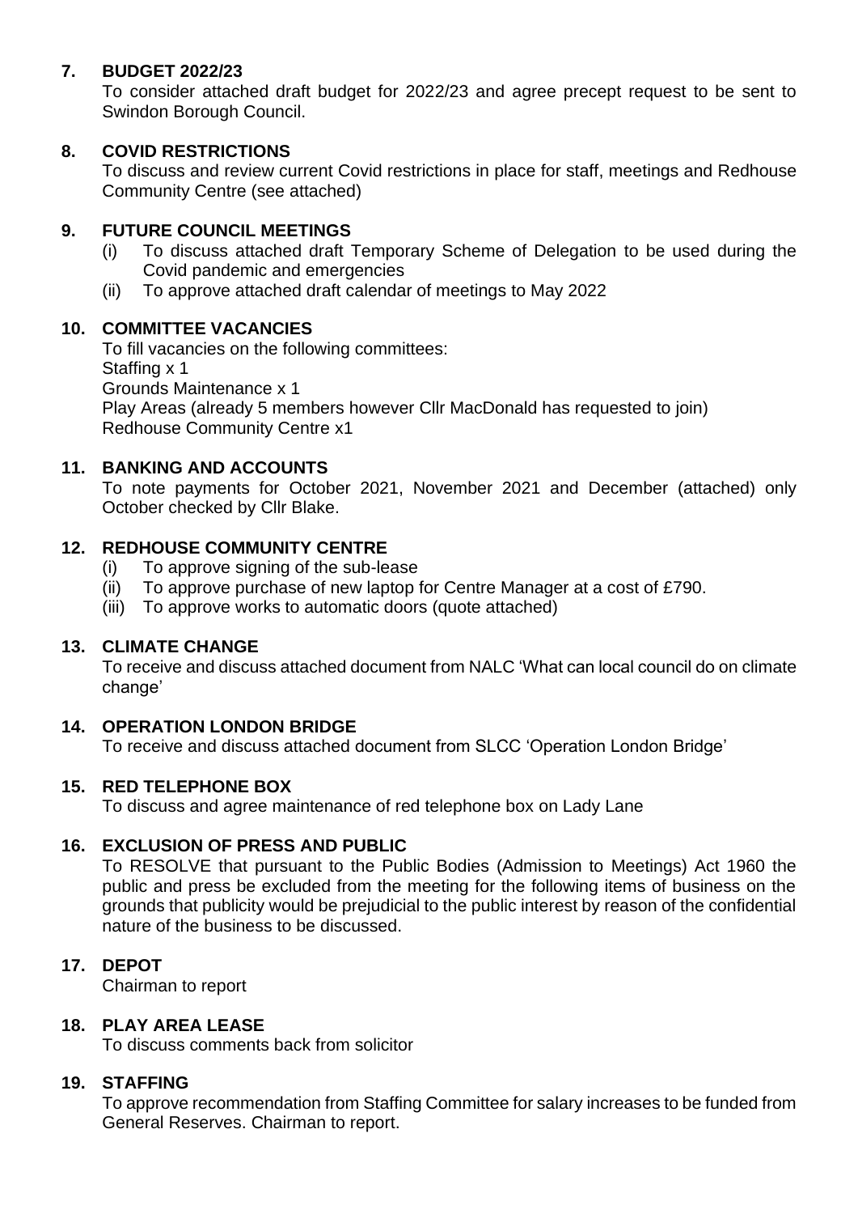**7. BUDGET 2022/23**

To consider attached draft budget for 2022/23 and agree precept request to be sent to Swindon Borough Council.

**8. COVID RESTRICTIONS**

To discuss and review current Covid restrictions in place for staff, meetings and Redhouse Community Centre (see attached)

**9. FUTURE COUNCIL MEETINGS**

(i) To discuss attached draft Temporary Scheme of Delegation to be used during the Covid pandemic and emergencies
(ii) To approve attached draft calendar of meetings to May 2022

**10. COMMITTEE VACANCIES**

To fill vacancies on the following committees:
Staffing x 1
Grounds Maintenance x 1
Play Areas (already 5 members however Cllr MacDonald has requested to join)
Redhouse Community Centre x1

**11. BANKING AND ACCOUNTS**

To note payments for October 2021, November 2021 and December (attached) only October checked by Cllr Blake.

**12. REDHOUSE COMMUNITY CENTRE**

(i) To approve signing of the sub-lease
(ii) To approve purchase of new laptop for Centre Manager at a cost of £790.
(iii) To approve works to automatic doors (quote attached)

**13. CLIMATE CHANGE**

To receive and discuss attached document from NALC 'What can local council do on climate change'

**14. OPERATION LONDON BRIDGE**

To receive and discuss attached document from SLCC 'Operation London Bridge'

**15. RED TELEPHONE BOX**

To discuss and agree maintenance of red telephone box on Lady Lane

**16. EXCLUSION OF PRESS AND PUBLIC**

To RESOLVE that pursuant to the Public Bodies (Admission to Meetings) Act 1960 the public and press be excluded from the meeting for the following items of business on the grounds that publicity would be prejudicial to the public interest by reason of the confidential nature of the business to be discussed.

**17. DEPOT**

Chairman to report

**18. PLAY AREA LEASE**

To discuss comments back from solicitor

**19. STAFFING**

To approve recommendation from Staffing Committee for salary increases to be funded from General Reserves. Chairman to report.